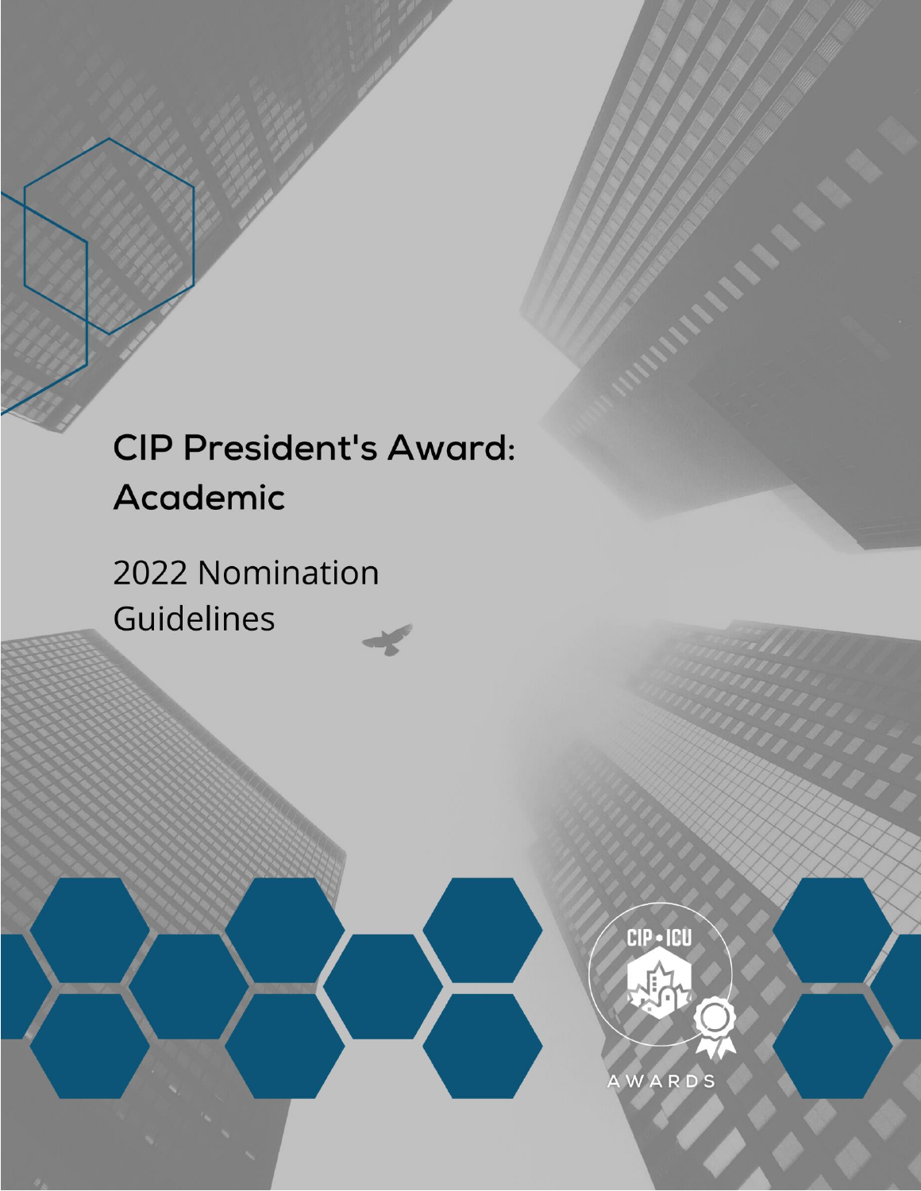# CIP President's Award: Academic

2022 Nomination Guidelines

CIP • ICU

AWARDS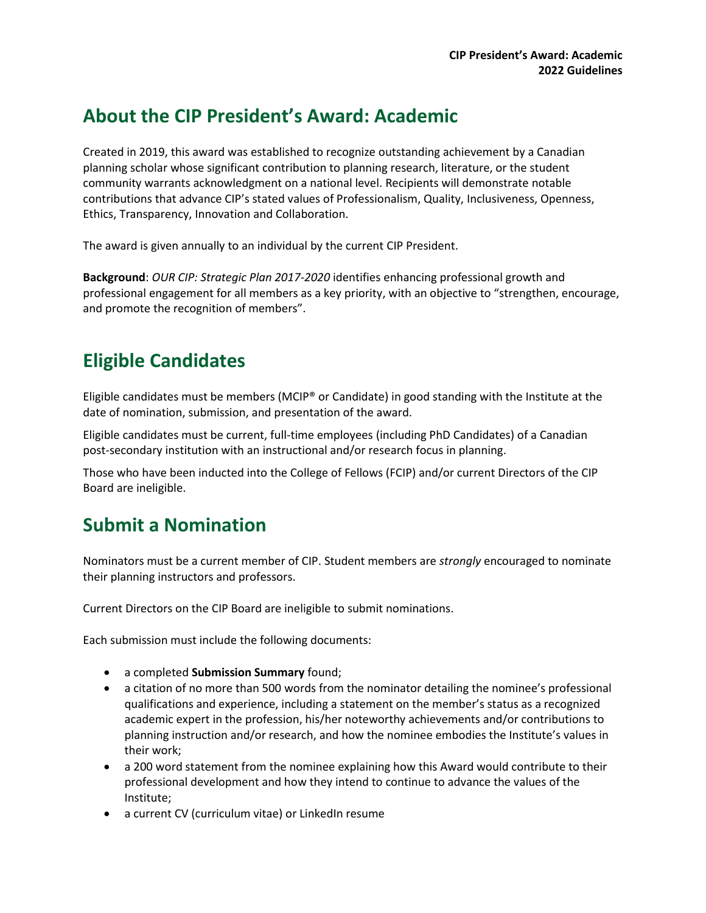# About the CIP President's Award: Academic

Created in 2019, this award was established to recognize outstanding achievement by a Canadian planning scholar whose significant contribution to planning research, literature, or the student community warrants acknowledgment on a national level. Recipients will demonstrate notable contributions that advance CIP's stated values of Professionalism, Quality, Inclusiveness, Openness, Ethics, Transparency, Innovation and Collaboration.

The award is given annually to an individual by the current CIP President.

**Background**: *OUR CIP: Strategic Plan 2017-2020* identifies enhancing professional growth and professional engagement for all members as a key priority, with an objective to "strengthen, encourage, and promote the recognition of members".

# Eligible Candidates

Eligible candidates must be members (MCIP® or Candidate) in good standing with the Institute at the date of nomination, submission, and presentation of the award.

Eligible candidates must be current, full-time employees (including PhD Candidates) of a Canadian post-secondary institution with an instructional and/or research focus in planning.

Those who have been inducted into the College of Fellows (FCIP) and/or current Directors of the CIP Board are ineligible.

# Submit a Nomination

Nominators must be a current member of CIP. Student members are *strongly* encouraged to nominate their planning instructors and professors.

Current Directors on the CIP Board are ineligible to submit nominations.

Each submission must include the following documents:

- a completed **Submission Summary** found;
- a citation of no more than 500 words from the nominator detailing the nominee's professional qualifications and experience, including a statement on the member's status as a recognized academic expert in the profession, his/her noteworthy achievements and/or contributions to planning instruction and/or research, and how the nominee embodies the Institute's values in their work;
- a 200 word statement from the nominee explaining how this Award would contribute to their professional development and how they intend to continue to advance the values of the Institute;
- a current CV (curriculum vitae) or LinkedIn resume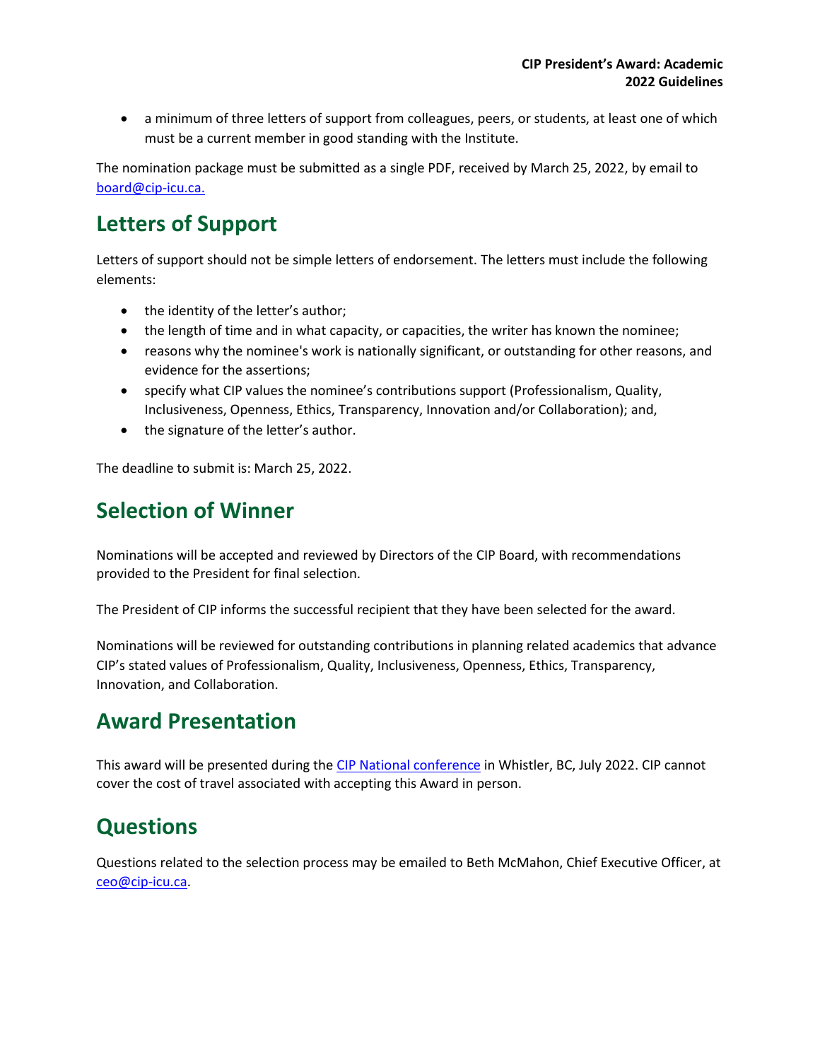- a minimum of three letters of support from colleagues, peers, or students, at least one of which must be a current member in good standing with the Institute.

The nomination package must be submitted as a single PDF, received by March 25, 2022, by email to board@cip-icu.ca.

## Letters of Support

Letters of support should not be simple letters of endorsement. The letters must include the following elements:

- the identity of the letter's author;
- the length of time and in what capacity, or capacities, the writer has known the nominee;
- reasons why the nominee's work is nationally significant, or outstanding for other reasons, and evidence for the assertions;
- specify what CIP values the nominee's contributions support (Professionalism, Quality, Inclusiveness, Openness, Ethics, Transparency, Innovation and/or Collaboration); and,
- the signature of the letter's author.

The deadline to submit is: March 25, 2022.

## Selection of Winner

Nominations will be accepted and reviewed by Directors of the CIP Board, with recommendations provided to the President for final selection.

The President of CIP informs the successful recipient that they have been selected for the award.

Nominations will be reviewed for outstanding contributions in planning related academics that advance CIP's stated values of Professionalism, Quality, Inclusiveness, Openness, Ethics, Transparency, Innovation, and Collaboration.

## Award Presentation

This award will be presented during the CIP National conference in Whistler, BC, July 2022. CIP cannot cover the cost of travel associated with accepting this Award in person.

## Questions

Questions related to the selection process may be emailed to Beth McMahon, Chief Executive Officer, at ceo@cip-icu.ca.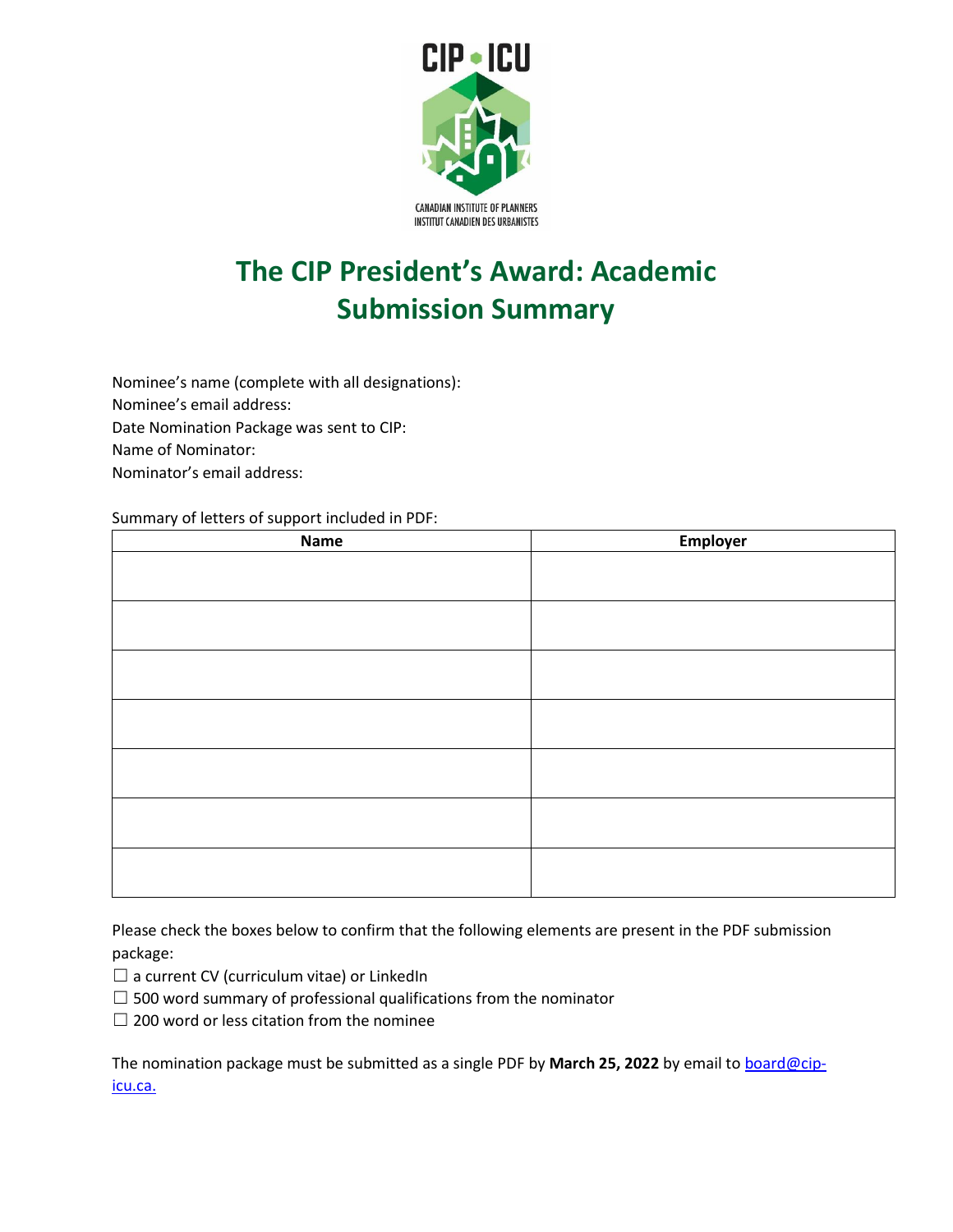# The CIP President's Award: Academic Submission Summary

Nominee's name (complete with all designations):
Nominee's email address:
Date Nomination Package was sent to CIP:
Name of Nominator:
Nominator's email address:

Summary of letters of support included in PDF:

| Name | Employer |
|---|---|
| | |
| | |
| | |
| | |
| | |
| | |
| | |

Please check the boxes below to confirm that the following elements are present in the PDF submission package:

☐ a current CV (curriculum vitae) or LinkedIn
☐ 500 word summary of professional qualifications from the nominator
☐ 200 word or less citation from the nominee

The nomination package must be submitted as a single PDF by **March 25, 2022** by email to [board@cip-icu.ca.](mailto:board@cip-icu.ca)